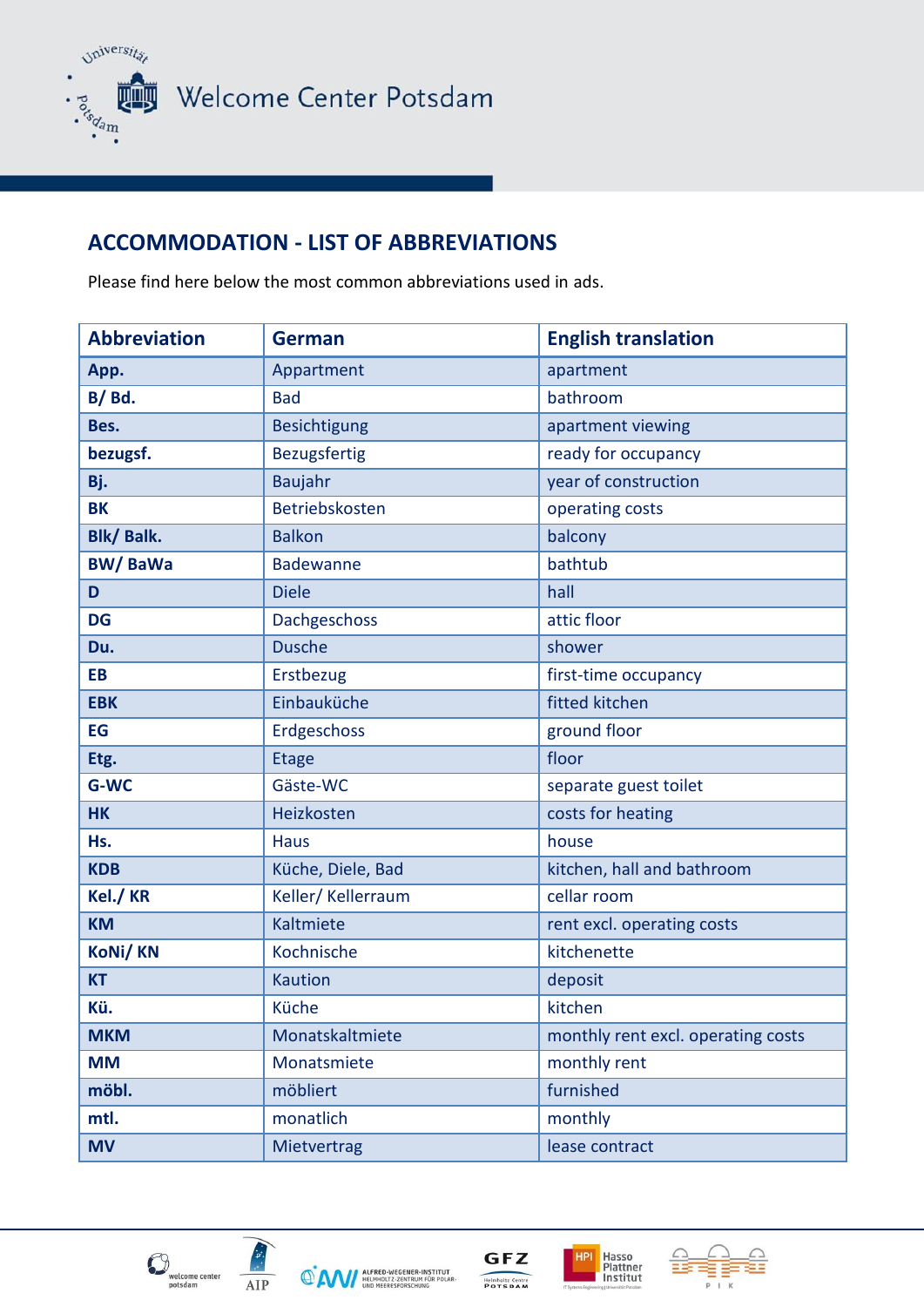Welcome Center Potsdam

## ACCOMMODATION - LIST OF ABBREVIATIONS

Please find here below the most common abbreviations used in ads.

| Abbreviation | German | English translation |
|---|---|---|
| **App.** | Appartment | apartment |
| **B/ Bd.** | Bad | bathroom |
| **Bes.** | Besichtigung | apartment viewing |
| **bezugsf.** | Bezugsfertig | ready for occupancy |
| **Bj.** | Baujahr | year of construction |
| **BK** | Betriebskosten | operating costs |
| **Blk/ Balk.** | Balkon | balcony |
| **BW/ BaWa** | Badewanne | bathtub |
| **D** | Diele | hall |
| **DG** | Dachgeschoss | attic floor |
| **Du.** | Dusche | shower |
| **EB** | Erstbezug | first-time occupancy |
| **EBK** | Einbauküche | fitted kitchen |
| **EG** | Erdgeschoss | ground floor |
| **Etg.** | Etage | floor |
| **G-WC** | Gäste-WC | separate guest toilet |
| **HK** | Heizkosten | costs for heating |
| **Hs.** | Haus | house |
| **KDB** | Küche, Diele, Bad | kitchen, hall and bathroom |
| **Kel./ KR** | Keller/ Kellerraum | cellar room |
| **KM** | Kaltmiete | rent excl. operating costs |
| **KoNi/ KN** | Kochnische | kitchenette |
| **KT** | Kaution | deposit |
| **Kü.** | Küche | kitchen |
| **MKM** | Monatskaltmiete | monthly rent excl. operating costs |
| **MM** | Monatsmiete | monthly rent |
| **möbl.** | möbliert | furnished |
| **mtl.** | monatlich | monthly |
| **MV** | Mietvertrag | lease contract |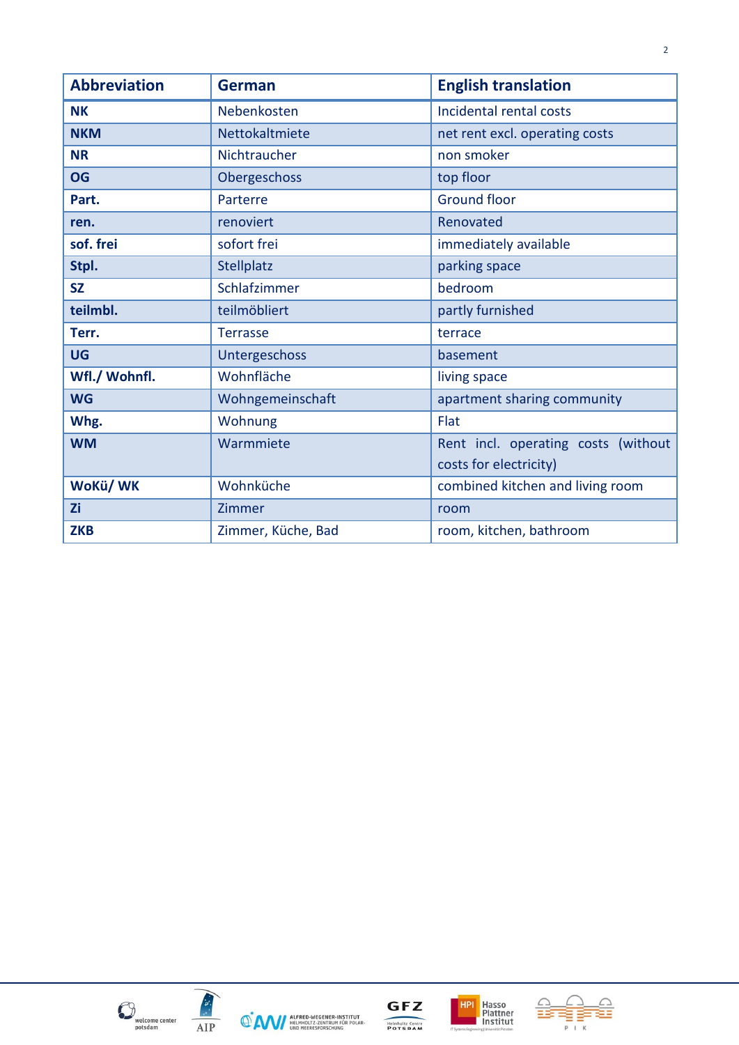| Abbreviation | German | English translation |
|---|---|---|
| **NK** | Nebenkosten | Incidental rental costs |
| **NKM** | Nettokaltmiete | net rent excl. operating costs |
| **NR** | Nichtraucher | non smoker |
| **OG** | Obergeschoss | top floor |
| **Part.** | Parterre | Ground floor |
| **ren.** | renoviert | Renovated |
| **sof. frei** | sofort frei | immediately available |
| **Stpl.** | Stellplatz | parking space |
| **SZ** | Schlafzimmer | bedroom |
| **teilmbl.** | teilmöbliert | partly furnished |
| **Terr.** | Terrasse | terrace |
| **UG** | Untergeschoss | basement |
| **Wfl./ Wohnfl.** | Wohnfläche | living space |
| **WG** | Wohngemeinschaft | apartment sharing community |
| **Whg.** | Wohnung | Flat |
| **WM** | Warmmiete | Rent incl. operating costs (without costs for electricity) |
| **WoKü/ WK** | Wohnküche | combined kitchen and living room |
| **Zi** | Zimmer | room |
| **ZKB** | Zimmer, Küche, Bad | room, kitchen, bathroom |